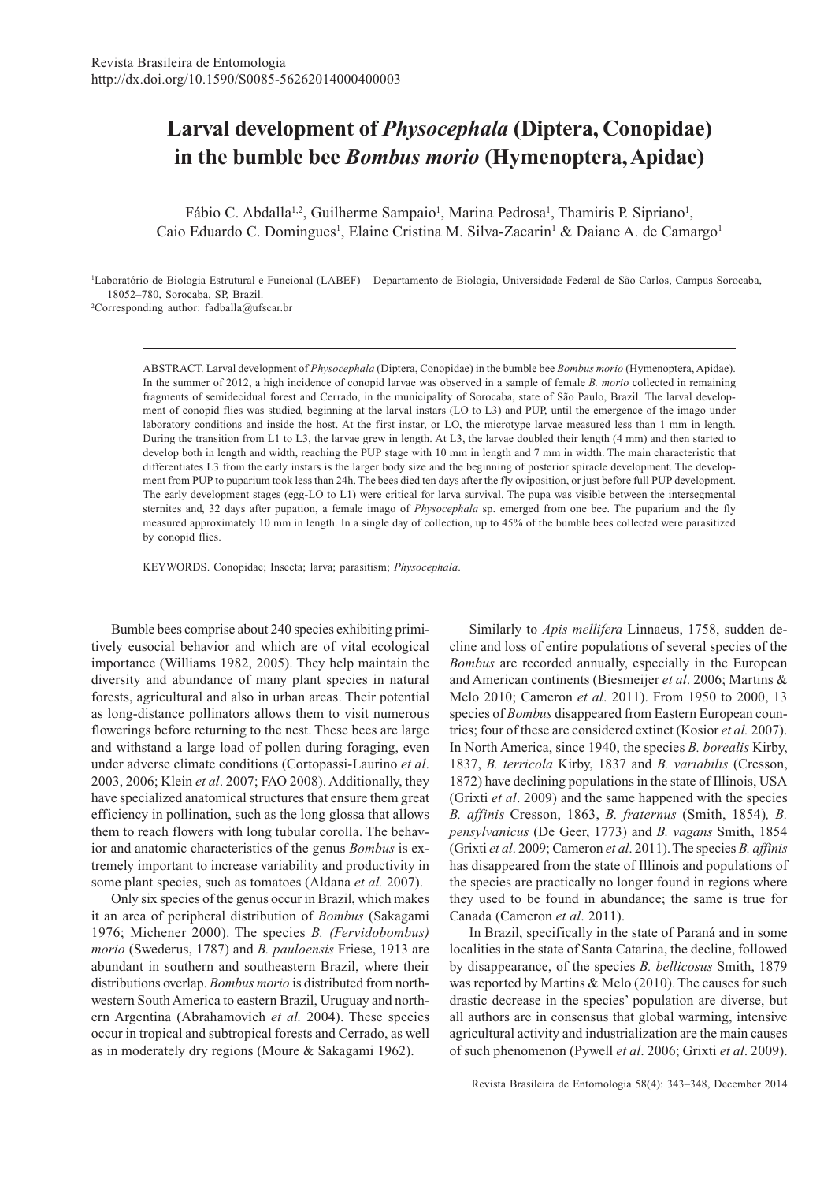Revista Brasileira de Entomologia
http://dx.doi.org/10.1590/S0085-56262014000400003

# Larval development of *Physocephala* (Diptera, Conopidae) in the bumble bee *Bombus morio* (Hymenoptera, Apidae)

Fábio C. Abdalla[1,2], Guilherme Sampaio[1], Marina Pedrosa[1], Thamiris P. Sipriano[1], Caio Eduardo C. Domingues[1], Elaine Cristina M. Silva-Zacarin[1] & Daiane A. de Camargo[1]

[1]Laboratório de Biologia Estrutural e Funcional (LABEF) – Departamento de Biologia, Universidade Federal de São Carlos, Campus Sorocaba, 18052–780, Sorocaba, SP, Brazil.
[2]Corresponding author: fadballa@ufscar.br

ABSTRACT. Larval development of *Physocephala* (Diptera, Conopidae) in the bumble bee *Bombus morio* (Hymenoptera, Apidae). In the summer of 2012, a high incidence of conopid larvae was observed in a sample of female *B. morio* collected in remaining fragments of semidecidual forest and Cerrado, in the municipality of Sorocaba, state of São Paulo, Brazil. The larval development of conopid flies was studied, beginning at the larval instars (LO to L3) and PUP, until the emergence of the imago under laboratory conditions and inside the host. At the first instar, or LO, the microtype larvae measured less than 1 mm in length. During the transition from L1 to L3, the larvae grew in length. At L3, the larvae doubled their length (4 mm) and then started to develop both in length and width, reaching the PUP stage with 10 mm in length and 7 mm in width. The main characteristic that differentiates L3 from the early instars is the larger body size and the beginning of posterior spiracle development. The development from PUP to puparium took less than 24h. The bees died ten days after the fly oviposition, or just before full PUP development. The early development stages (egg-LO to L1) were critical for larva survival. The pupa was visible between the intersegmental sternites and, 32 days after pupation, a female imago of *Physocephala* sp. emerged from one bee. The puparium and the fly measured approximately 10 mm in length. In a single day of collection, up to 45% of the bumble bees collected were parasitized by conopid flies.

KEYWORDS. Conopidae; Insecta; larva; parasitism; *Physocephala*.

Bumble bees comprise about 240 species exhibiting primitively eusocial behavior and which are of vital ecological importance (Williams 1982, 2005). They help maintain the diversity and abundance of many plant species in natural forests, agricultural and also in urban areas. Their potential as long-distance pollinators allows them to visit numerous flowerings before returning to the nest. These bees are large and withstand a large load of pollen during foraging, even under adverse climate conditions (Cortopassi-Laurino *et al*. 2003, 2006; Klein *et al*. 2007; FAO 2008). Additionally, they have specialized anatomical structures that ensure them great efficiency in pollination, such as the long glossa that allows them to reach flowers with long tubular corolla. The behavior and anatomic characteristics of the genus *Bombus* is extremely important to increase variability and productivity in some plant species, such as tomatoes (Aldana *et al.* 2007).

Only six species of the genus occur in Brazil, which makes it an area of peripheral distribution of *Bombus* (Sakagami 1976; Michener 2000). The species *B. (Fervidobombus) morio* (Swederus, 1787) and *B. pauloensis* Friese, 1913 are abundant in southern and southeastern Brazil, where their distributions overlap. *Bombus morio* is distributed from northwestern South America to eastern Brazil, Uruguay and northern Argentina (Abrahamovich *et al.* 2004). These species occur in tropical and subtropical forests and Cerrado, as well as in moderately dry regions (Moure & Sakagami 1962).

Similarly to *Apis mellifera* Linnaeus, 1758, sudden decline and loss of entire populations of several species of the *Bombus* are recorded annually, especially in the European and American continents (Biesmeijer *et al*. 2006; Martins & Melo 2010; Cameron *et al*. 2011). From 1950 to 2000, 13 species of *Bombus* disappeared from Eastern European countries; four of these are considered extinct (Kosior *et al.* 2007). In North America, since 1940, the species *B. borealis* Kirby, 1837, *B. terricola* Kirby, 1837 and *B. variabilis* (Cresson, 1872) have declining populations in the state of Illinois, USA (Grixti *et al*. 2009) and the same happened with the species *B. affinis* Cresson, 1863, *B. fraternus* (Smith, 1854)*, B. pensylvanicus* (De Geer, 1773) and *B. vagans* Smith, 1854 (Grixti *et al*. 2009; Cameron *et al*. 2011). The species *B. affinis* has disappeared from the state of Illinois and populations of the species are practically no longer found in regions where they used to be found in abundance; the same is true for Canada (Cameron *et al*. 2011).

In Brazil, specifically in the state of Paraná and in some localities in the state of Santa Catarina, the decline, followed by disappearance, of the species *B. bellicosus* Smith, 1879 was reported by Martins & Melo (2010). The causes for such drastic decrease in the species' population are diverse, but all authors are in consensus that global warming, intensive agricultural activity and industrialization are the main causes of such phenomenon (Pywell *et al*. 2006; Grixti *et al*. 2009).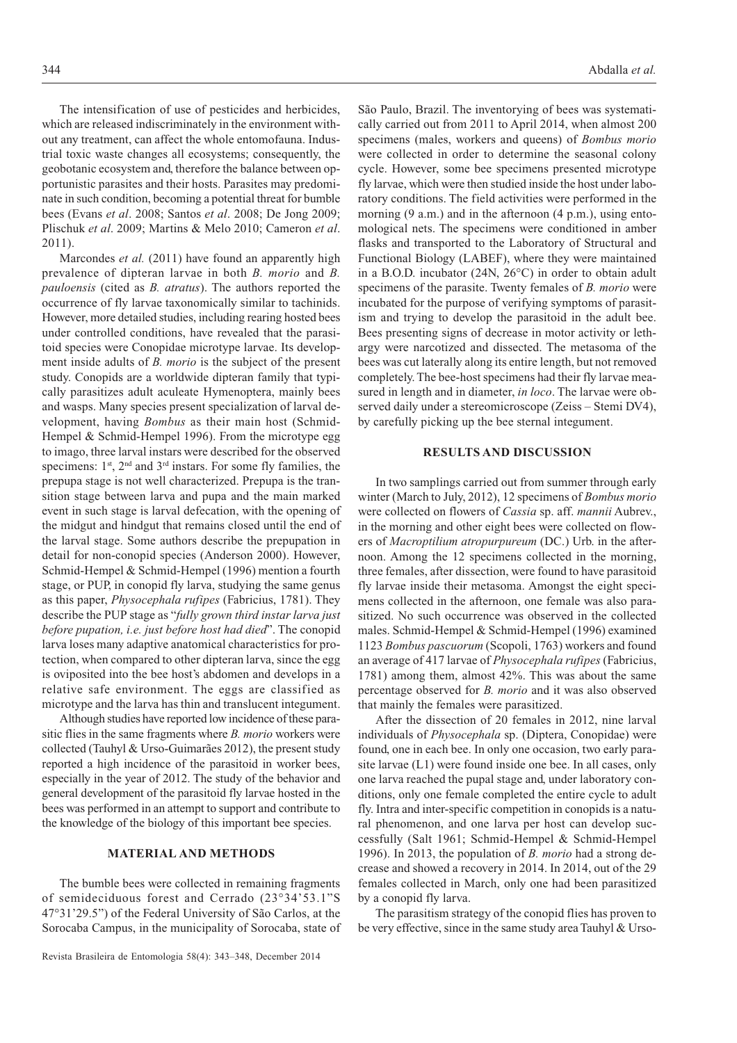The intensification of use of pesticides and herbicides, which are released indiscriminately in the environment without any treatment, can affect the whole entomofauna. Industrial toxic waste changes all ecosystems; consequently, the geobotanic ecosystem and, therefore the balance between opportunistic parasites and their hosts. Parasites may predominate in such condition, becoming a potential threat for bumble bees (Evans *et al*. 2008; Santos *et al*. 2008; De Jong 2009; Plischuk *et al*. 2009; Martins & Melo 2010; Cameron *et al*. 2011).

Marcondes *et al.* (2011) have found an apparently high prevalence of dipteran larvae in both *B. morio* and *B. pauloensis* (cited as *B. atratus*). The authors reported the occurrence of fly larvae taxonomically similar to tachinids. However, more detailed studies, including rearing hosted bees under controlled conditions, have revealed that the parasitoid species were Conopidae microtype larvae. Its development inside adults of *B. morio* is the subject of the present study. Conopids are a worldwide dipteran family that typically parasitizes adult aculeate Hymenoptera, mainly bees and wasps. Many species present specialization of larval development, having *Bombus* as their main host (Schmid-Hempel & Schmid-Hempel 1996). From the microtype egg to imago, three larval instars were described for the observed specimens: 1st, 2nd and 3rd instars. For some fly families, the prepupa stage is not well characterized. Prepupa is the transition stage between larva and pupa and the main marked event in such stage is larval defecation, with the opening of the midgut and hindgut that remains closed until the end of the larval stage. Some authors describe the prepupation in detail for non-conopid species (Anderson 2000). However, Schmid-Hempel & Schmid-Hempel (1996) mention a fourth stage, or PUP, in conopid fly larva, studying the same genus as this paper, *Physocephala rufipes* (Fabricius, 1781). They describe the PUP stage as "*fully grown third instar larva just before pupation, i.e. just before host had died*". The conopid larva loses many adaptive anatomical characteristics for protection, when compared to other dipteran larva, since the egg is oviposited into the bee host's abdomen and develops in a relative safe environment. The eggs are classified as microtype and the larva has thin and translucent integument.

Although studies have reported low incidence of these parasitic flies in the same fragments where *B. morio* workers were collected (Tauhyl & Urso-Guimarães 2012), the present study reported a high incidence of the parasitoid in worker bees, especially in the year of 2012. The study of the behavior and general development of the parasitoid fly larvae hosted in the bees was performed in an attempt to support and contribute to the knowledge of the biology of this important bee species.

## MATERIAL AND METHODS

The bumble bees were collected in remaining fragments of semideciduous forest and Cerrado (23°34'53.1"S 47°31'29.5") of the Federal University of São Carlos, at the Sorocaba Campus, in the municipality of Sorocaba, state of São Paulo, Brazil. The inventorying of bees was systematically carried out from 2011 to April 2014, when almost 200 specimens (males, workers and queens) of *Bombus morio* were collected in order to determine the seasonal colony cycle. However, some bee specimens presented microtype fly larvae, which were then studied inside the host under laboratory conditions. The field activities were performed in the morning (9 a.m.) and in the afternoon (4 p.m.), using entomological nets. The specimens were conditioned in amber flasks and transported to the Laboratory of Structural and Functional Biology (LABEF), where they were maintained in a B.O.D. incubator (24N, 26°C) in order to obtain adult specimens of the parasite. Twenty females of *B. morio* were incubated for the purpose of verifying symptoms of parasitism and trying to develop the parasitoid in the adult bee. Bees presenting signs of decrease in motor activity or lethargy were narcotized and dissected. The metasoma of the bees was cut laterally along its entire length, but not removed completely. The bee-host specimens had their fly larvae measured in length and in diameter, *in loco*. The larvae were observed daily under a stereomicroscope (Zeiss – Stemi DV4), by carefully picking up the bee sternal integument.

## RESULTS AND DISCUSSION

In two samplings carried out from summer through early winter (March to July, 2012), 12 specimens of *Bombus morio* were collected on flowers of *Cassia* sp. aff. *mannii* Aubrev., in the morning and other eight bees were collected on flowers of *Macroptilium atropurpureum* (DC.) Urb. in the afternoon. Among the 12 specimens collected in the morning, three females, after dissection, were found to have parasitoid fly larvae inside their metasoma. Amongst the eight specimens collected in the afternoon, one female was also parasitized. No such occurrence was observed in the collected males. Schmid-Hempel & Schmid-Hempel (1996) examined 1123 *Bombus pascuorum* (Scopoli, 1763) workers and found an average of 417 larvae of *Physocephala rufipes* (Fabricius, 1781) among them, almost 42%. This was about the same percentage observed for *B. morio* and it was also observed that mainly the females were parasitized.

After the dissection of 20 females in 2012, nine larval individuals of *Physocephala* sp. (Diptera, Conopidae) were found, one in each bee. In only one occasion, two early parasite larvae (L1) were found inside one bee. In all cases, only one larva reached the pupal stage and, under laboratory conditions, only one female completed the entire cycle to adult fly. Intra and inter-specific competition in conopids is a natural phenomenon, and one larva per host can develop successfully (Salt 1961; Schmid-Hempel & Schmid-Hempel 1996). In 2013, the population of *B. morio* had a strong decrease and showed a recovery in 2014. In 2014, out of the 29 females collected in March, only one had been parasitized by a conopid fly larva.

The parasitism strategy of the conopid flies has proven to be very effective, since in the same study area Tauhyl & Urso-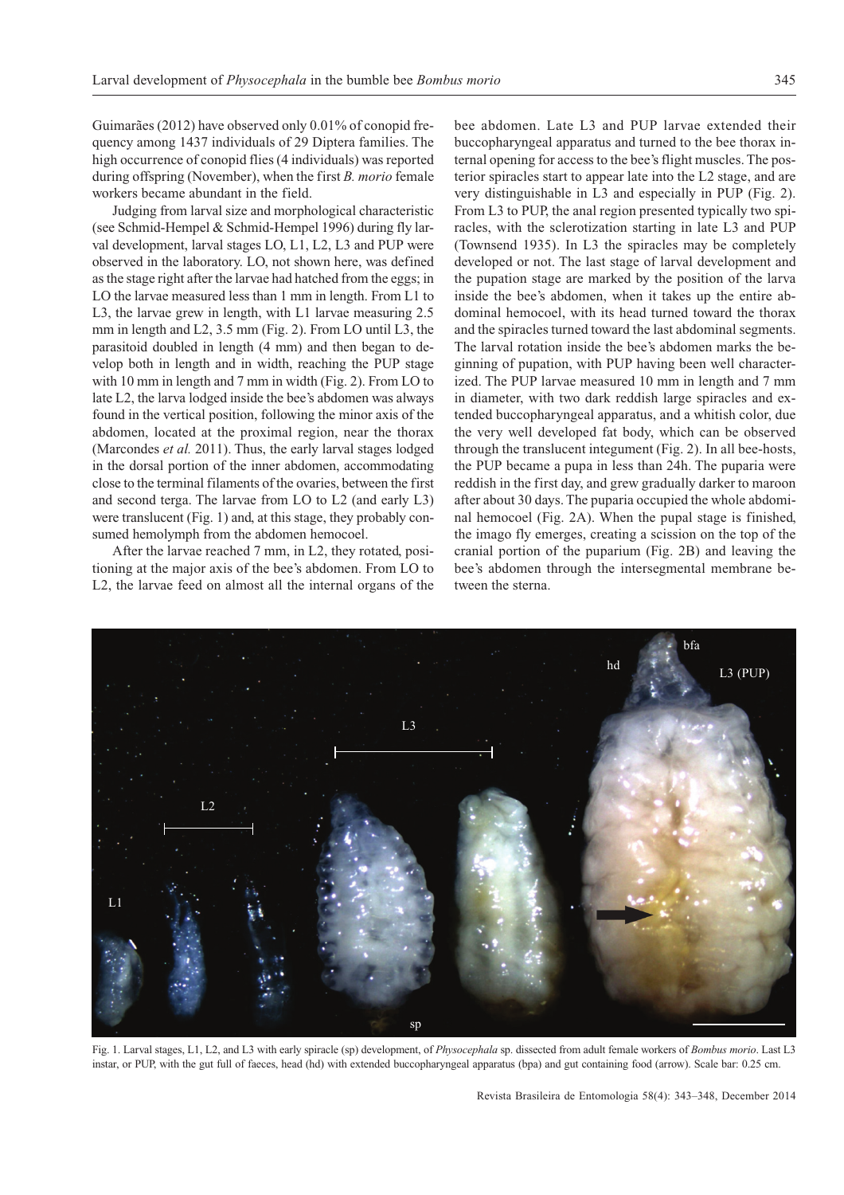Guimarães (2012) have observed only 0.01% of conopid frequency among 1437 individuals of 29 Diptera families. The high occurrence of conopid flies (4 individuals) was reported during offspring (November), when the first *B. morio* female workers became abundant in the field.

Judging from larval size and morphological characteristic (see Schmid-Hempel & Schmid-Hempel 1996) during fly larval development, larval stages LO, L1, L2, L3 and PUP were observed in the laboratory. LO, not shown here, was defined as the stage right after the larvae had hatched from the eggs; in LO the larvae measured less than 1 mm in length. From L1 to L3, the larvae grew in length, with L1 larvae measuring 2.5 mm in length and L2, 3.5 mm (Fig. 2). From LO until L3, the parasitoid doubled in length (4 mm) and then began to develop both in length and in width, reaching the PUP stage with 10 mm in length and 7 mm in width (Fig. 2). From LO to late L2, the larva lodged inside the bee's abdomen was always found in the vertical position, following the minor axis of the abdomen, located at the proximal region, near the thorax (Marcondes *et al.* 2011). Thus, the early larval stages lodged in the dorsal portion of the inner abdomen, accommodating close to the terminal filaments of the ovaries, between the first and second terga. The larvae from LO to L2 (and early L3) were translucent (Fig. 1) and, at this stage, they probably consumed hemolymph from the abdomen hemocoel.

After the larvae reached 7 mm, in L2, they rotated, positioning at the major axis of the bee's abdomen. From LO to L2, the larvae feed on almost all the internal organs of the bee abdomen. Late L3 and PUP larvae extended their buccopharyngeal apparatus and turned to the bee thorax internal opening for access to the bee's flight muscles. The posterior spiracles start to appear late into the L2 stage, and are very distinguishable in L3 and especially in PUP (Fig. 2). From L3 to PUP, the anal region presented typically two spiracles, with the sclerotization starting in late L3 and PUP (Townsend 1935). In L3 the spiracles may be completely developed or not. The last stage of larval development and the pupation stage are marked by the position of the larva inside the bee's abdominal hemocoel, when it takes up the entire abdominal hemocoel, with its head turned toward the thorax and the spiracles turned toward the last abdominal segments. The larval rotation inside the bee's abdomen marks the beginning of pupation, with PUP having been well characterized. The PUP larvae measured 10 mm in length and 7 mm in diameter, with two dark reddish large spiracles and extended buccopharyngeal apparatus, and a whitish color, due the very well developed fat body, which can be observed through the translucent integument (Fig. 2). In all bee-hosts, the PUP became a pupa in less than 24h. The puparia were reddish in the first day, and grew gradually darker to maroon after about 30 days. The puparia occupied the whole abdominal hemocoel (Fig. 2A). When the pupal stage is finished, the imago fly emerges, creating a scission on the top of the cranial portion of the puparium (Fig. 2B) and leaving the bee's abdomen through the intersegmental membrane between the sterna.

Fig. 1. Larval stages, L1, L2, and L3 with early spiracle (sp) development, of *Physocephala* sp. dissected from adult female workers of *Bombus morio*. Last L3 instar, or PUP, with the gut full of faeces, head (hd) with extended buccopharyngeal apparatus (bpa) and gut containing food (arrow). Scale bar: 0.25 cm.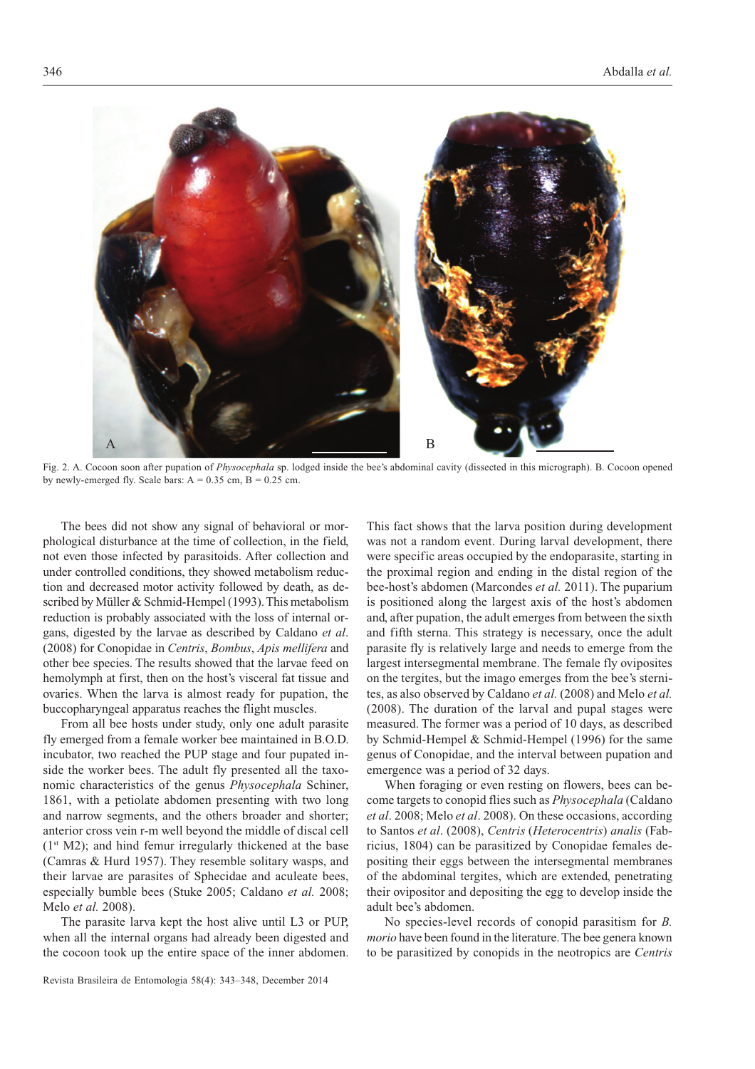Fig. 2. A. Cocoon soon after pupation of *Physocephala* sp. lodged inside the bee's abdominal cavity (dissected in this micrograph). B. Cocoon opened by newly-emerged fly. Scale bars: A = 0.35 cm, B = 0.25 cm.

The bees did not show any signal of behavioral or morphological disturbance at the time of collection, in the field, not even those infected by parasitoids. After collection and under controlled conditions, they showed metabolism reduction and decreased motor activity followed by death, as described by Müller & Schmid-Hempel (1993). This metabolism reduction is probably associated with the loss of internal organs, digested by the larvae as described by Caldano *et al*. (2008) for Conopidae in *Centris*, *Bombus*, *Apis mellifera* and other bee species. The results showed that the larvae feed on hemolymph at first, then on the host's visceral fat tissue and ovaries. When the larva is almost ready for pupation, the buccopharyngeal apparatus reaches the flight muscles.

From all bee hosts under study, only one adult parasite fly emerged from a female worker bee maintained in B.O.D. incubator, two reached the PUP stage and four pupated inside the worker bees. The adult fly presented all the taxonomic characteristics of the genus *Physocephala* Schiner, 1861, with a petiolate abdomen presenting with two long and narrow segments, and the others broader and shorter; anterior cross vein r-m well beyond the middle of discal cell (1st M2); and hind femur irregularly thickened at the base (Camras & Hurd 1957). They resemble solitary wasps, and their larvae are parasites of Sphecidae and aculeate bees, especially bumble bees (Stuke 2005; Caldano *et al.* 2008; Melo *et al.* 2008).

The parasite larva kept the host alive until L3 or PUP, when all the internal organs had already been digested and the cocoon took up the entire space of the inner abdomen. This fact shows that the larva position during development was not a random event. During larval development, there were specific areas occupied by the endoparasite, starting in the proximal region and ending in the distal region of the bee-host's abdomen (Marcondes *et al.* 2011). The puparium is positioned along the largest axis of the host's abdomen and, after pupation, the adult emerges from between the sixth and fifth sterna. This strategy is necessary, once the adult parasite fly is relatively large and needs to emerge from the largest intersegmental membrane. The female fly oviposites on the tergites, but the imago emerges from the bee's sternites, as also observed by Caldano *et al.* (2008) and Melo *et al.* (2008). The duration of the larval and pupal stages were measured. The former was a period of 10 days, as described by Schmid-Hempel & Schmid-Hempel (1996) for the same genus of Conopidae, and the interval between pupation and emergence was a period of 32 days.

When foraging or even resting on flowers, bees can become targets to conopid flies such as *Physocephala* (Caldano *et al*. 2008; Melo *et al*. 2008). On these occasions, according to Santos *et al*. (2008), *Centris* (*Heterocentris*) *analis* (Fabricius, 1804) can be parasitized by Conopidae females depositing their eggs between the intersegmental membranes of the abdominal tergites, which are extended, penetrating their ovipositor and depositing the egg to develop inside the adult bee's abdomen.

No species-level records of conopid parasitism for *B. morio* have been found in the literature. The bee genera known to be parasitized by conopids in the neotropics are *Centris*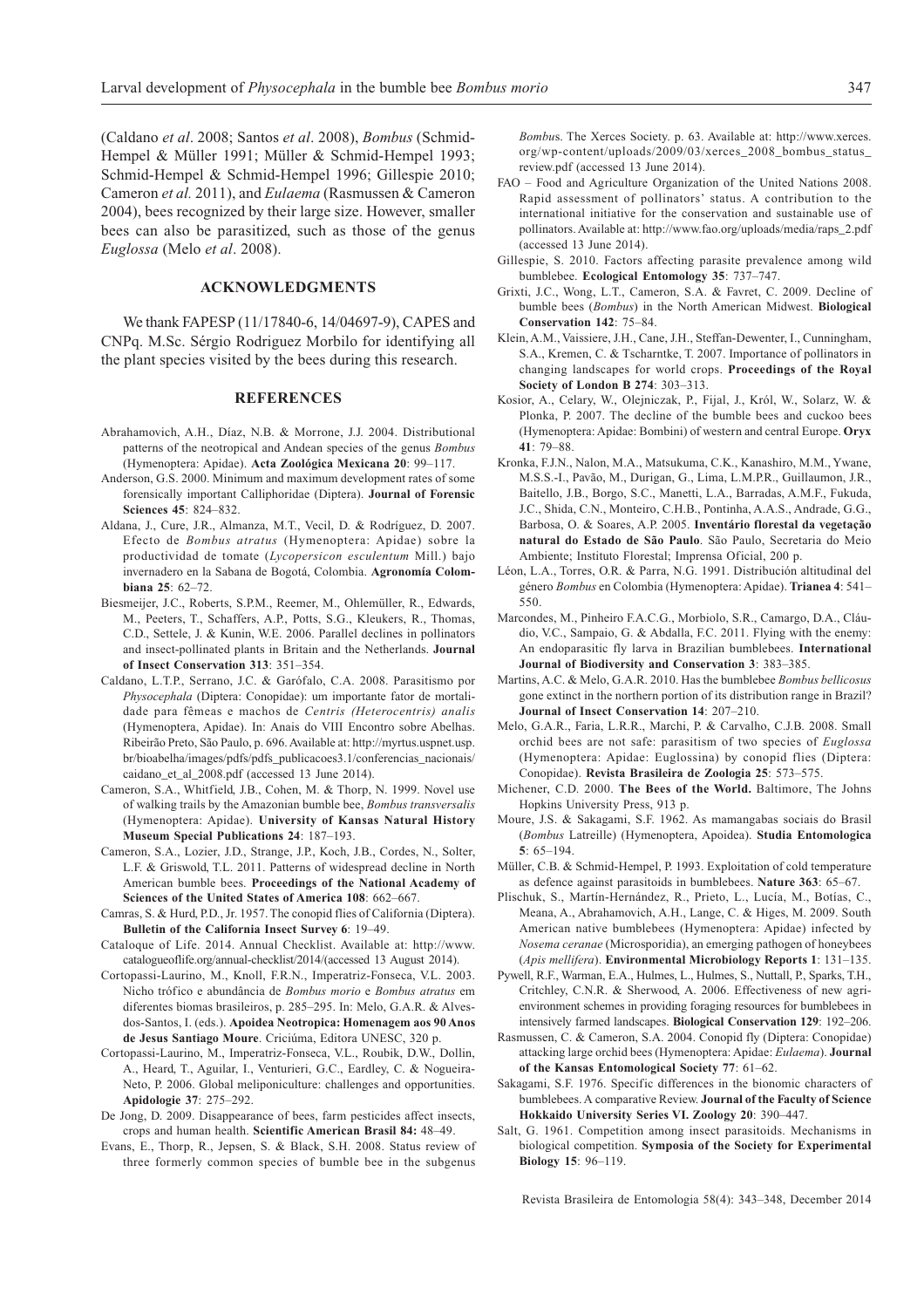(Caldano *et al*. 2008; Santos *et al*. 2008), *Bombus* (Schmid-Hempel & Müller 1991; Müller & Schmid-Hempel 1993; Schmid-Hempel & Schmid-Hempel 1996; Gillespie 2010; Cameron *et al.* 2011), and *Eulaema* (Rasmussen & Cameron 2004), bees recognized by their large size. However, smaller bees can also be parasitized, such as those of the genus *Euglossa* (Melo *et al*. 2008).

## ACKNOWLEDGMENTS

We thank FAPESP (11/17840-6, 14/04697-9), CAPES and CNPq. M.Sc. Sérgio Rodriguez Morbilo for identifying all the plant species visited by the bees during this research.

## REFERENCES

Abrahamovich, A.H., Díaz, N.B. & Morrone, J.J. 2004. Distributional patterns of the neotropical and Andean species of the genus *Bombus* (Hymenoptera: Apidae). **Acta Zoológica Mexicana 20**: 99–117.

Anderson, G.S. 2000. Minimum and maximum development rates of some forensically important Calliphoridae (Diptera). **Journal of Forensic Sciences 45**: 824–832.

Aldana, J., Cure, J.R., Almanza, M.T., Vecil, D. & Rodríguez, D. 2007. Efecto de *Bombus atratus* (Hymenoptera: Apidae) sobre la productividad de tomate (*Lycopersicon esculentum* Mill.) bajo invernadero en la Sabana de Bogotá, Colombia. **Agronomía Colombiana 25**: 62–72.

Biesmeijer, J.C., Roberts, S.P.M., Reemer, M., Ohlemüller, R., Edwards, M., Peeters, T., Schaffers, A.P., Potts, S.G., Kleukers, R., Thomas, C.D., Settele, J. & Kunin, W.E. 2006. Parallel declines in pollinators and insect-pollinated plants in Britain and the Netherlands. **Journal of Insect Conservation 313**: 351–354.

Caldano, L.T.P., Serrano, J.C. & Garófalo, C.A. 2008. Parasitismo por *Physocephala* (Diptera: Conopidae): um importante fator de mortalidade para fêmeas e machos de *Centris (Heterocentris) analis* (Hymenoptera, Apidae). In: Anais do VIII Encontro sobre Abelhas. Ribeirão Preto, São Paulo, p. 696. Available at: http://myrtus.uspnet.usp.br/bioabelha/images/pdfs/pdfs_publicacoes3.1/conferencias_nacionais/caidano_et_al_2008.pdf (accessed 13 June 2014).

Cameron, S.A., Whitfield, J.B., Cohen, M. & Thorp, N. 1999. Novel use of walking trails by the Amazonian bumble bee, *Bombus transversalis* (Hymenoptera: Apidae). **University of Kansas Natural History Museum Special Publications 24**: 187–193.

Cameron, S.A., Lozier, J.D., Strange, J.P., Koch, J.B., Cordes, N., Solter, L.F. & Griswold, T.L. 2011. Patterns of widespread decline in North American bumble bees. **Proceedings of the National Academy of Sciences of the United States of America 108**: 662–667.

Camras, S. & Hurd, P.D., Jr. 1957. The conopid flies of California (Diptera). **Bulletin of the California Insect Survey 6**: 19–49.

Cataloque of Life. 2014. Annual Checklist. Available at: http://www.catalogueoflife.org/annual-checklist/2014/(accessed 13 August 2014).

Cortopassi-Laurino, M., Knoll, F.R.N., Imperatriz-Fonseca, V.L. 2003. Nicho trófico e abundância de *Bombus morio* e *Bombus atratus* em diferentes biomas brasileiros, p. 285–295. In: Melo, G.A.R. & Alves-dos-Santos, I. (eds.). **Apoidea Neotropica: Homenagem aos 90 Anos de Jesus Santiago Moure**. Criciúma, Editora UNESC, 320 p.

Cortopassi-Laurino, M., Imperatriz-Fonseca, V.L., Roubik, D.W., Dollin, A., Heard, T., Aguilar, I., Venturieri, G.C., Eardley, C. & Nogueira-Neto, P. 2006. Global meliponiculture: challenges and opportunities. **Apidologie 37**: 275–292.

De Jong, D. 2009. Disappearance of bees, farm pesticides affect insects, crops and human health. **Scientific American Brasil 84:** 48–49.

Evans, E., Thorp, R., Jepsen, S. & Black, S.H. 2008. Status review of three formerly common species of bumble bee in the subgenus *Bombus*. The Xerces Society. p. 63. Available at: http://www.xerces.org/wp-content/uploads/2009/03/xerces_2008_bombus_status_review.pdf (accessed 13 June 2014).

FAO – Food and Agriculture Organization of the United Nations 2008. Rapid assessment of pollinators' status. A contribution to the international initiative for the conservation and sustainable use of pollinators. Available at: http://www.fao.org/uploads/media/raps_2.pdf (accessed 13 June 2014).

Gillespie, S. 2010. Factors affecting parasite prevalence among wild bumblebee. **Ecological Entomology 35**: 737–747.

Grixti, J.C., Wong, L.T., Cameron, S.A. & Favret, C. 2009. Decline of bumble bees (*Bombus*) in the North American Midwest. **Biological Conservation 142**: 75–84.

Klein, A.M., Vaissiere, J.H., Cane, J.H., Steffan-Dewenter, I., Cunningham, S.A., Kremen, C. & Tscharntke, T. 2007. Importance of pollinators in changing landscapes for world crops. **Proceedings of the Royal Society of London B 274**: 303–313.

Kosior, A., Celary, W., Olejniczak, P., Fijal, J., Król, W., Solarz, W. & Plonka, P. 2007. The decline of the bumble bees and cuckoo bees (Hymenoptera: Apidae: Bombini) of western and central Europe. **Oryx 41**: 79–88.

Kronka, F.J.N., Nalon, M.A., Matsukuma, C.K., Kanashiro, M.M., Ywane, M.S.S.-I., Pavão, M., Durigan, G., Lima, L.M.P.R., Guillaumon, J.R., Baitello, J.B., Borgo, S.C., Manetti, L.A., Barradas, A.M.F., Fukuda, J.C., Shida, C.N., Monteiro, C.H.B., Pontinha, A.A.S., Andrade, G.G., Barbosa, O. & Soares, A.P. 2005. **Inventário florestal da vegetação natural do Estado de São Paulo**. São Paulo, Secretaria do Meio Ambiente; Instituto Florestal; Imprensa Oficial, 200 p.

Léon, L.A., Torres, O.R. & Parra, N.G. 1991. Distribución altitudinal del género *Bombus* en Colombia (Hymenoptera: Apidae). **Trianea 4**: 541–550.

Marcondes, M., Pinheiro F.A.C.G., Morbiolo, S.R., Camargo, D.A., Cláudio, V.C., Sampaio, G. & Abdalla, F.C. 2011. Flying with the enemy: An endoparasitic fly larva in Brazilian bumblebees. **International Journal of Biodiversity and Conservation 3**: 383–385.

Martins, A.C. & Melo, G.A.R. 2010. Has the bumblebee *Bombus bellicosus* gone extinct in the northern portion of its distribution range in Brazil? **Journal of Insect Conservation 14**: 207–210.

Melo, G.A.R., Faria, L.R.R., Marchi, P. & Carvalho, C.J.B. 2008. Small orchid bees are not safe: parasitism of two species of *Euglossa* (Hymenoptera: Apidae: Euglossina) by conopid flies (Diptera: Conopidae). **Revista Brasileira de Zoologia 25**: 573–575.

Michener, C.D. 2000. **The Bees of the World.** Baltimore, The Johns Hopkins University Press, 913 p.

Moure, J.S. & Sakagami, S.F. 1962. As mamangabas sociais do Brasil (*Bombus* Latreille) (Hymenoptera, Apoidea). **Studia Entomologica 5**: 65–194.

Müller, C.B. & Schmid-Hempel, P. 1993. Exploitation of cold temperature as defence against parasitoids in bumblebees. **Nature 363**: 65–67.

Plischuk, S., Martín-Hernández, R., Prieto, L., Lucía, M., Botías, C., Meana, A., Abrahamovich, A.H., Lange, C. & Higes, M. 2009. South American native bumblebees (Hymenoptera: Apidae) infected by *Nosema ceranae* (Microsporidia), an emerging pathogen of honeybees (*Apis mellifera*). **Environmental Microbiology Reports 1**: 131–135.

Pywell, R.F., Warman, E.A., Hulmes, L., Hulmes, S., Nuttall, P., Sparks, T.H., Critchley, C.N.R. & Sherwood, A. 2006. Effectiveness of new agri-environment schemes in providing foraging resources for bumblebees in intensively farmed landscapes. **Biological Conservation 129**: 192–206.

Rasmussen, C. & Cameron, S.A. 2004. Conopid fly (Diptera: Conopidae) attacking large orchid bees (Hymenoptera: Apidae: *Eulaema*). **Journal of the Kansas Entomological Society 77**: 61–62.

Sakagami, S.F. 1976. Specific differences in the bionomic characters of bumblebees. A comparative Review. **Journal of the Faculty of Science Hokkaido University Series VI. Zoology 20**: 390–447.

Salt, G. 1961. Competition among insect parasitoids. Mechanisms in biological competition. **Symposia of the Society for Experimental Biology 15**: 96–119.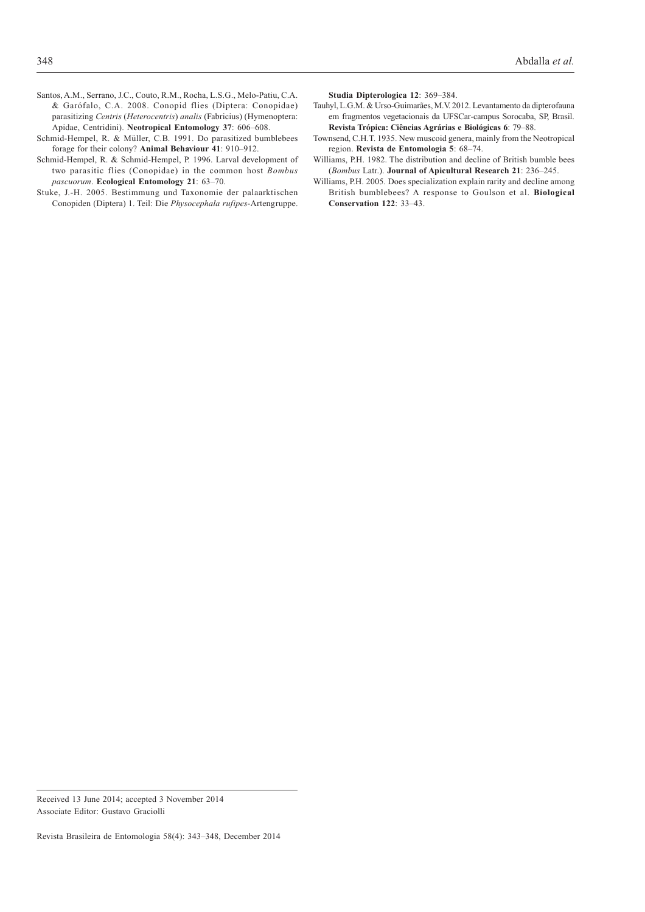Santos, A.M., Serrano, J.C., Couto, R.M., Rocha, L.S.G., Melo-Patiu, C.A. & Garófalo, C.A. 2008. Conopid flies (Diptera: Conopidae) parasitizing *Centris* (*Heterocentris*) *analis* (Fabricius) (Hymenoptera: Apidae, Centridini). **Neotropical Entomology 37**: 606–608.

Schmid-Hempel, R. & Müller, C.B. 1991. Do parasitized bumblebees forage for their colony? **Animal Behaviour 41**: 910–912.

Schmid-Hempel, R. & Schmid-Hempel, P. 1996. Larval development of two parasitic flies (Conopidae) in the common host *Bombus pascuorum*. **Ecological Entomology 21**: 63–70.

Stuke, J.-H. 2005. Bestimmung und Taxonomie der palaarktischen Conopiden (Diptera) 1. Teil: Die *Physocephala rufipes*-Artengruppe. **Studia Dipterologica 12**: 369–384.

Tauhyl, L.G.M. & Urso-Guimarães, M.V. 2012. Levantamento da dipterofauna em fragmentos vegetacionais da UFSCar-campus Sorocaba, SP, Brasil. **Revista Trópica: Ciências Agrárias e Biológicas 6**: 79–88.

Townsend, C.H.T. 1935. New muscoid genera, mainly from the Neotropical region. **Revista de Entomologia 5**: 68–74.

Williams, P.H. 1982. The distribution and decline of British bumble bees (*Bombus* Latr.). **Journal of Apicultural Research 21**: 236–245.

Williams, P.H. 2005. Does specialization explain rarity and decline among British bumblebees? A response to Goulson et al. **Biological Conservation 122**: 33–43.

Received 13 June 2014; accepted 3 November 2014
Associate Editor: Gustavo Graciolli